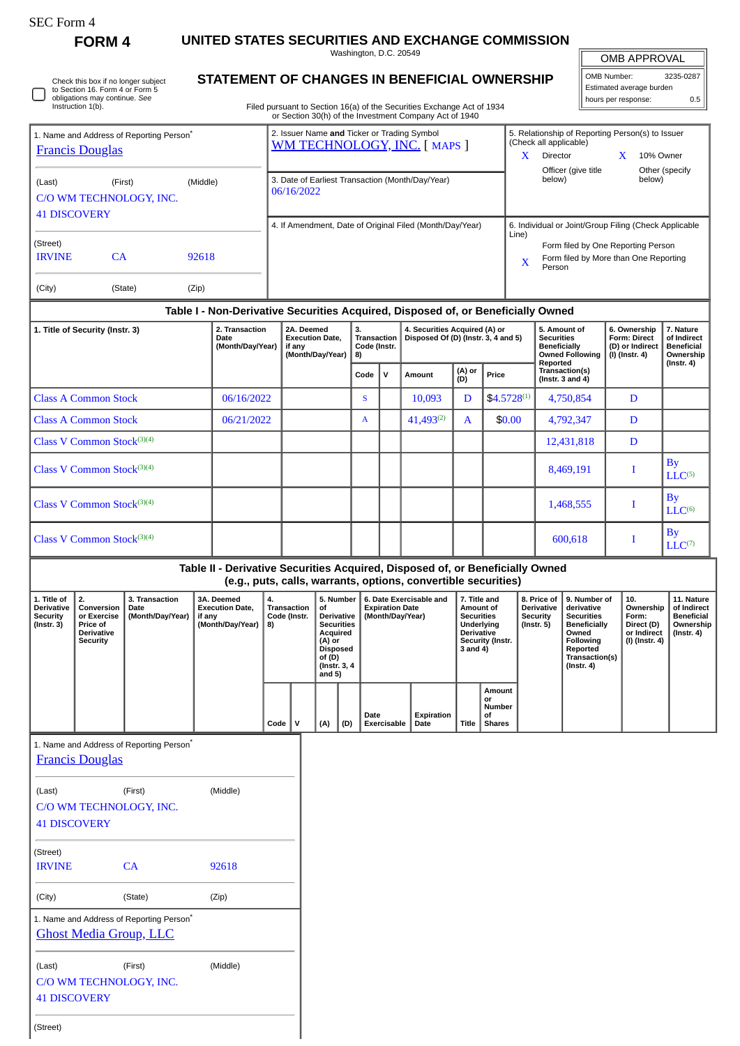SEC Form 4

**FORM 4**

# UNITED STATES SECURITIES AND EXCHANGE COMMISSION

Washington, D.C. 20549

## STATEMENT OF CHANGES IN BENEFICIAL OWNERSHIP

Filed pursuant to Section 16(a) of the Securities Exchange Act of 1934 or Section 30(h) of the Investment Company Act of 1940

| OMB APPROVAL | |
|---|---|
| OMB Number: | 3235-0287 |
| Estimated average burden | |
| hours per response: | 0.5 |

☐ Check this box if no longer subject to Section 16. Form 4 or Form 5 obligations may continue. *See* Instruction 1(b).

1. Name and Address of Reporting Person*
Francis Douglas

(Last) (First) (Middle)
C/O WM TECHNOLOGY, INC.
41 DISCOVERY

(Street)
IRVINE CA 92618

(City) (State) (Zip)

2. Issuer Name **and** Ticker or Trading Symbol
WM TECHNOLOGY, INC. [ MAPS ]

3. Date of Earliest Transaction (Month/Day/Year)
06/16/2022

4. If Amendment, Date of Original Filed (Month/Day/Year)

5. Relationship of Reporting Person(s) to Issuer (Check all applicable)
X Director
X 10% Owner
Officer (give title below)
Other (specify below)

6. Individual or Joint/Group Filing (Check Applicable Line)
Form filed by One Reporting Person
X Form filed by More than One Reporting Person

### Table I - Non-Derivative Securities Acquired, Disposed of, or Beneficially Owned

| 1. Title of Security (Instr. 3) | 2. Transaction Date (Month/Day/Year) | 2A. Deemed Execution Date, if any (Month/Day/Year) | 3. Transaction Code (Instr. 8) | | 4. Securities Acquired (A) or Disposed Of (D) (Instr. 3, 4 and 5) | | | 5. Amount of Securities Beneficially Owned Following Reported Transaction(s) (Instr. 3 and 4) | 6. Ownership Form: Direct (D) or Indirect (I) (Instr. 4) | 7. Nature of Indirect Beneficial Ownership (Instr. 4) |
|---|---|---|---|---|---|---|---|---|---|---|
| | | | Code | V | Amount | (A) or (D) | Price | | | |
| Class A Common Stock | 06/16/2022 | | S | | 10,093 | D | $4.5728[1] | 4,750,854 | D | |
| Class A Common Stock | 06/21/2022 | | A | | 41,493[2] | A | $0.00 | 4,792,347 | D | |
| Class V Common Stock[3][4] | | | | | | | | 12,431,818 | D | |
| Class V Common Stock[3][4] | | | | | | | | 8,469,191 | I | By LLC[5] |
| Class V Common Stock[3][4] | | | | | | | | 1,468,555 | I | By LLC[6] |
| Class V Common Stock[3][4] | | | | | | | | 600,618 | I | By LLC[7] |

### Table II - Derivative Securities Acquired, Disposed of, or Beneficially Owned (e.g., puts, calls, warrants, options, convertible securities)

| 1. Title of Derivative Security (Instr. 3) | 2. Conversion or Exercise Price of Derivative Security | 3. Transaction Date (Month/Day/Year) | 3A. Deemed Execution Date, if any (Month/Day/Year) | 4. Transaction Code (Instr. 8) | | 5. Number of Derivative Securities Acquired (A) or Disposed of (D) (Instr. 3, 4 and 5) | | 6. Date Exercisable and Expiration Date (Month/Day/Year) | | 7. Title and Amount of Securities Underlying Derivative Security (Instr. 3 and 4) | | 8. Price of Derivative Security (Instr. 5) | 9. Number of derivative Securities Beneficially Owned Following Reported Transaction(s) (Instr. 4) | 10. Ownership Form: Direct (D) or Indirect (I) (Instr. 4) | 11. Nature of Indirect Beneficial Ownership (Instr. 4) |
|---|---|---|---|---|---|---|---|---|---|---|---|---|---|---|---|
| | | | | Code | V | (A) | (D) | Date Exercisable | Expiration Date | Title | Amount or Number of Shares | | | | |

1. Name and Address of Reporting Person*
Francis Douglas

(Last) (First) (Middle)
C/O WM TECHNOLOGY, INC.
41 DISCOVERY

(Street)
IRVINE CA 92618

(City) (State) (Zip)

1. Name and Address of Reporting Person*
Ghost Media Group, LLC

(Last) (First) (Middle)
C/O WM TECHNOLOGY, INC.
41 DISCOVERY

(Street)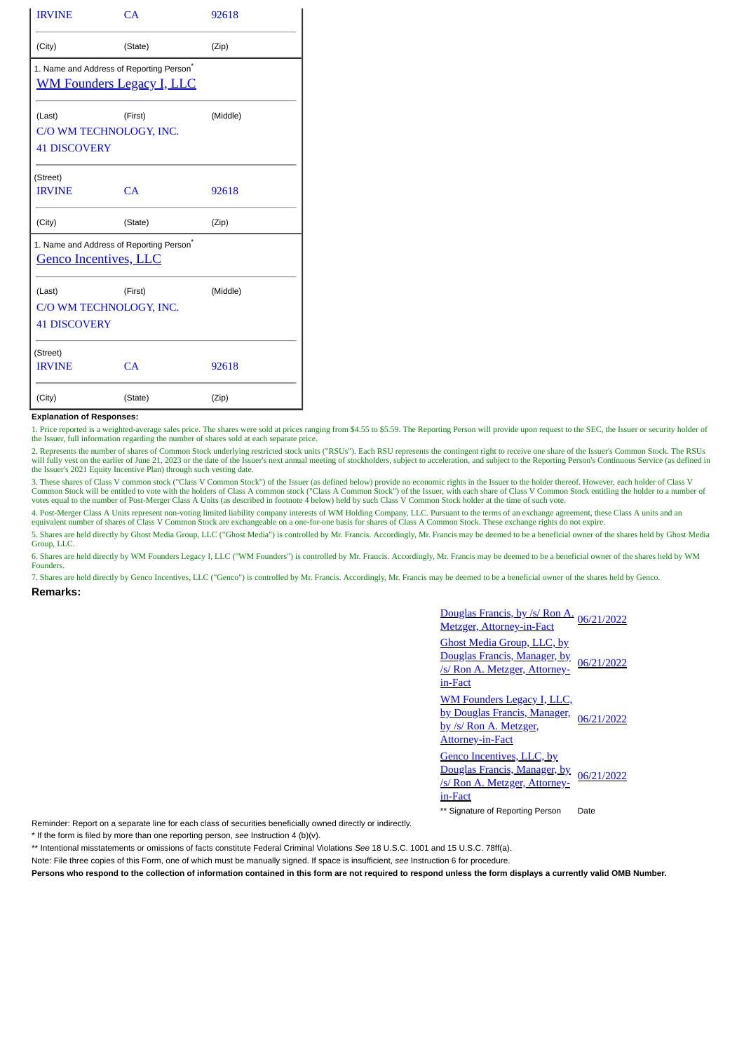| | | |
|---|---|---|
| IRVINE | CA | 92618 |
| (City) | (State) | (Zip) |

| | | |
|---|---|---|
| 1. Name and Address of Reporting Person* | | |
| WM Founders Legacy I, LLC | | |
| (Last) | (First) | (Middle) |
| C/O WM TECHNOLOGY, INC. | | |
| 41 DISCOVERY | | |
| (Street) | | |
| IRVINE | CA | 92618 |
| (City) | (State) | (Zip) |

| | | |
|---|---|---|
| 1. Name and Address of Reporting Person* | | |
| Genco Incentives, LLC | | |
| (Last) | (First) | (Middle) |
| C/O WM TECHNOLOGY, INC. | | |
| 41 DISCOVERY | | |
| (Street) | | |
| IRVINE | CA | 92618 |
| (City) | (State) | (Zip) |

**Explanation of Responses:**

1. Price reported is a weighted-average sales price. The shares were sold at prices ranging from $4.55 to $5.59. The Reporting Person will provide upon request to the SEC, the Issuer or security holder of the Issuer, full information regarding the number of shares sold at each separate price.

2. Represents the number of shares of Common Stock underlying restricted stock units ("RSUs"). Each RSU represents the contingent right to receive one share of the Issuer's Common Stock. The RSUs will fully vest on the earlier of June 21, 2023 or the date of the Issuer's next annual meeting of stockholders, subject to acceleration, and subject to the Reporting Person's Continuous Service (as defined in the Issuer's 2021 Equity Incentive Plan) through such vesting date.

3. These shares of Class V common stock ("Class V Common Stock") of the Issuer (as defined below) provide no economic rights in the Issuer to the holder thereof. However, each holder of Class V Common Stock will be entitled to vote with the holders of Class A common stock ("Class A Common Stock") of the Issuer, with each share of Class V Common Stock entitling the holder to a number of votes equal to the number of Post-Merger Class A Units (as described in footnote 4 below) held by such Class V Common Stock holder at the time of such vote.

4. Post-Merger Class A Units represent non-voting limited liability company interests of WM Holding Company, LLC. Pursuant to the terms of an exchange agreement, these Class A units and an equivalent number of shares of Class V Common Stock are exchangeable on a one-for-one basis for shares of Class A Common Stock. These exchange rights do not expire.

5. Shares are held directly by Ghost Media Group, LLC ("Ghost Media") is controlled by Mr. Francis. Accordingly, Mr. Francis may be deemed to be a beneficial owner of the shares held by Ghost Media Group, LLC.

6. Shares are held directly by WM Founders Legacy I, LLC ("WM Founders") is controlled by Mr. Francis. Accordingly, Mr. Francis may be deemed to be a beneficial owner of the shares held by WM Founders.

7. Shares are held directly by Genco Incentives, LLC ("Genco") is controlled by Mr. Francis. Accordingly, Mr. Francis may be deemed to be a beneficial owner of the shares held by Genco.

**Remarks:**

| | |
|---|---|
| Douglas Francis, by /s/ Ron A. Metzger, Attorney-in-Fact | 06/21/2022 |
| Ghost Media Group, LLC, by Douglas Francis, Manager, by /s/ Ron A. Metzger, Attorney-in-Fact | 06/21/2022 |
| WM Founders Legacy I, LLC, by Douglas Francis, Manager, by /s/ Ron A. Metzger, Attorney-in-Fact | 06/21/2022 |
| Genco Incentives, LLC, by Douglas Francis, Manager, by /s/ Ron A. Metzger, Attorney-in-Fact | 06/21/2022 |
| ** Signature of Reporting Person | Date |

Reminder: Report on a separate line for each class of securities beneficially owned directly or indirectly.

* If the form is filed by more than one reporting person, *see* Instruction 4 (b)(v).

** Intentional misstatements or omissions of facts constitute Federal Criminal Violations *See* 18 U.S.C. 1001 and 15 U.S.C. 78ff(a).

Note: File three copies of this Form, one of which must be manually signed. If space is insufficient, *see* Instruction 6 for procedure.

**Persons who respond to the collection of information contained in this form are not required to respond unless the form displays a currently valid OMB Number.**